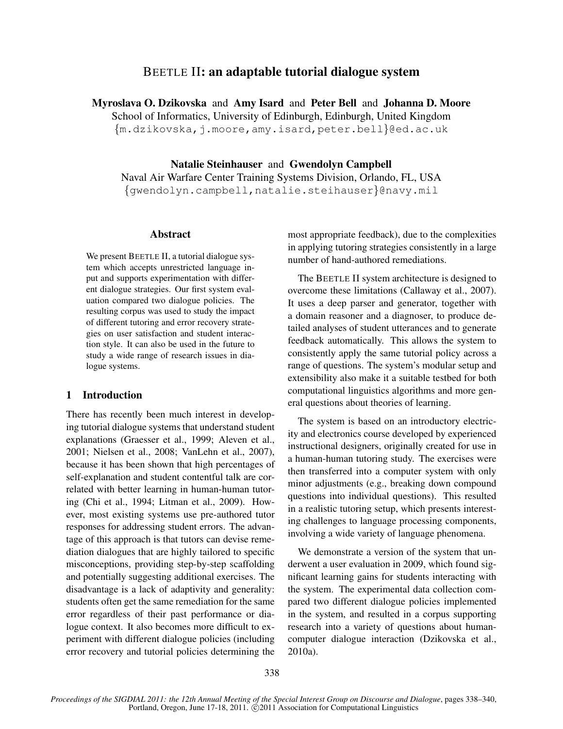# BEETLE II: an adaptable tutorial dialogue system

**Myroslava O. Dzikovska** and **Amy Isard** and **Peter Bell** and **Johanna D. Moore**
School of Informatics, University of Edinburgh, Edinburgh, United Kingdom
{m.dzikovska,j.moore,amy.isard,peter.bell}@ed.ac.uk

**Natalie Steinhauser** and **Gwendolyn Campbell**
Naval Air Warfare Center Training Systems Division, Orlando, FL, USA
{gwendolyn.campbell,natalie.steihauser}@navy.mil

## Abstract

We present BEETLE II, a tutorial dialogue system which accepts unrestricted language input and supports experimentation with different dialogue strategies. Our first system evaluation compared two dialogue policies. The resulting corpus was used to study the impact of different tutoring and error recovery strategies on user satisfaction and student interaction style. It can also be used in the future to study a wide range of research issues in dialogue systems.

## 1 Introduction

There has recently been much interest in developing tutorial dialogue systems that understand student explanations (Graesser et al., 1999; Aleven et al., 2001; Nielsen et al., 2008; VanLehn et al., 2007), because it has been shown that high percentages of self-explanation and student contentful talk are correlated with better learning in human-human tutoring (Chi et al., 1994; Litman et al., 2009). However, most existing systems use pre-authored tutor responses for addressing student errors. The advantage of this approach is that tutors can devise remediation dialogues that are highly tailored to specific misconceptions, providing step-by-step scaffolding and potentially suggesting additional exercises. The disadvantage is a lack of adaptivity and generality: students often get the same remediation for the same error regardless of their past performance or dialogue context. It also becomes more difficult to experiment with different dialogue policies (including error recovery and tutorial policies determining the most appropriate feedback), due to the complexities in applying tutoring strategies consistently in a large number of hand-authored remediations.

The BEETLE II system architecture is designed to overcome these limitations (Callaway et al., 2007). It uses a deep parser and generator, together with a domain reasoner and a diagnoser, to produce detailed analyses of student utterances and to generate feedback automatically. This allows the system to consistently apply the same tutorial policy across a range of questions. The system's modular setup and extensibility also make it a suitable testbed for both computational linguistics algorithms and more general questions about theories of learning.

The system is based on an introductory electricity and electronics course developed by experienced instructional designers, originally created for use in a human-human tutoring study. The exercises were then transferred into a computer system with only minor adjustments (e.g., breaking down compound questions into individual questions). This resulted in a realistic tutoring setup, which presents interesting challenges to language processing components, involving a wide variety of language phenomena.

We demonstrate a version of the system that underwent a user evaluation in 2009, which found significant learning gains for students interacting with the system. The experimental data collection compared two different dialogue policies implemented in the system, and resulted in a corpus supporting research into a variety of questions about human-computer dialogue interaction (Dzikovska et al., 2010a).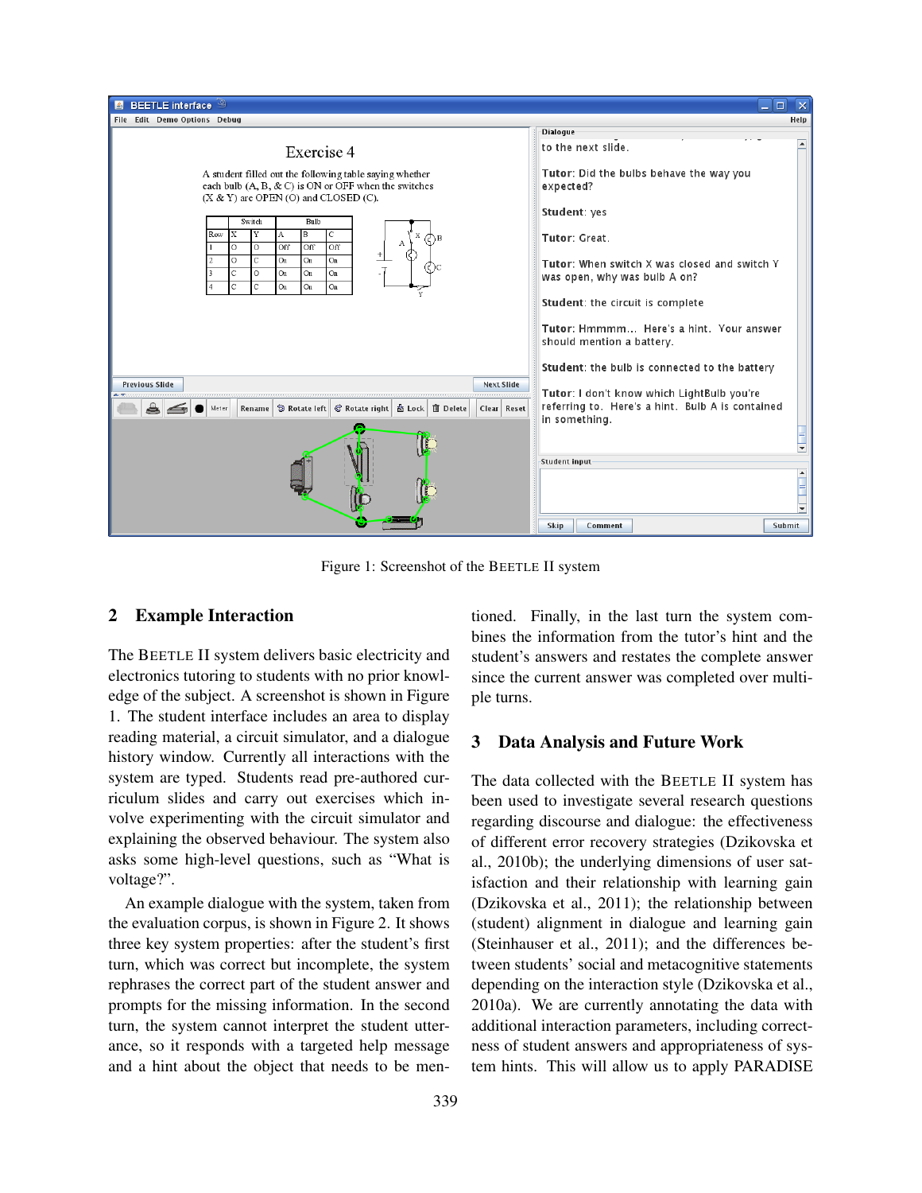Figure 1: Screenshot of the BEETLE II system

## 2 Example Interaction

The BEETLE II system delivers basic electricity and electronics tutoring to students with no prior knowledge of the subject. A screenshot is shown in Figure 1. The student interface includes an area to display reading material, a circuit simulator, and a dialogue history window. Currently all interactions with the system are typed. Students read pre-authored curriculum slides and carry out exercises which involve experimenting with the circuit simulator and explaining the observed behaviour. The system also asks some high-level questions, such as "What is voltage?".

An example dialogue with the system, taken from the evaluation corpus, is shown in Figure 2. It shows three key system properties: after the student's first turn, which was correct but incomplete, the system rephrases the correct part of the student answer and prompts for the missing information. In the second turn, the system cannot interpret the student utterance, so it responds with a targeted help message and a hint about the object that needs to be mentioned. Finally, in the last turn the system combines the information from the tutor's hint and the student's answers and restates the complete answer since the current answer was completed over multiple turns.

## 3 Data Analysis and Future Work

The data collected with the BEETLE II system has been used to investigate several research questions regarding discourse and dialogue: the effectiveness of different error recovery strategies (Dzikovska et al., 2010b); the underlying dimensions of user satisfaction and their relationship with learning gain (Dzikovska et al., 2011); the relationship between (student) alignment in dialogue and learning gain (Steinhauser et al., 2011); and the differences between students' social and metacognitive statements depending on the interaction style (Dzikovska et al., 2010a). We are currently annotating the data with additional interaction parameters, including correctness of student answers and appropriateness of system hints. This will allow us to apply PARADISE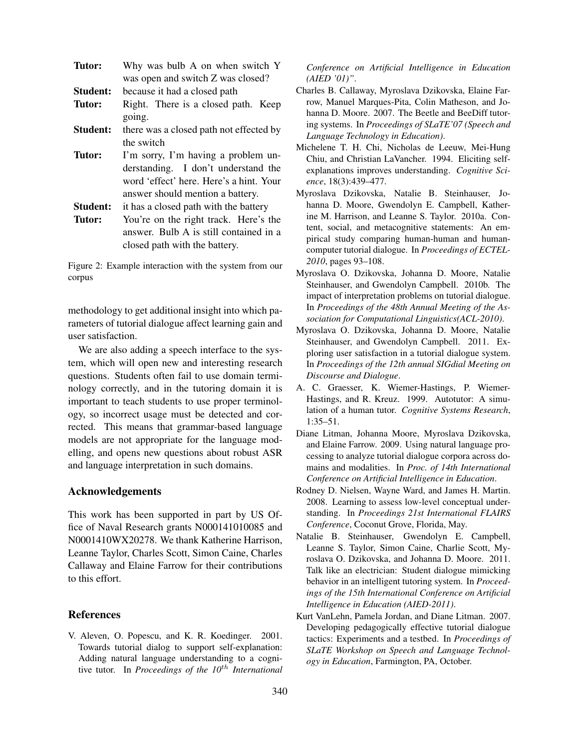| | |
|---|---|
| **Tutor:** | Why was bulb A on when switch Y was open and switch Z was closed? |
| **Student:** | because it had a closed path |
| **Tutor:** | Right. There is a closed path. Keep going. |
| **Student:** | there was a closed path not effected by the switch |
| **Tutor:** | I'm sorry, I'm having a problem understanding. I don't understand the word 'effect' here. Here's a hint. Your answer should mention a battery. |
| **Student:** | it has a closed path with the battery |
| **Tutor:** | You're on the right track. Here's the answer. Bulb A is still contained in a closed path with the battery. |

Figure 2: Example interaction with the system from our corpus

methodology to get additional insight into which parameters of tutorial dialogue affect learning gain and user satisfaction.

We are also adding a speech interface to the system, which will open new and interesting research questions. Students often fail to use domain terminology correctly, and in the tutoring domain it is important to teach students to use proper terminology, so incorrect usage must be detected and corrected. This means that grammar-based language models are not appropriate for the language modelling, and opens new questions about robust ASR and language interpretation in such domains.

## Acknowledgements

This work has been supported in part by US Office of Naval Research grants N000141010085 and N0001410WX20278. We thank Katherine Harrison, Leanne Taylor, Charles Scott, Simon Caine, Charles Callaway and Elaine Farrow for their contributions to this effort.

## References

V. Aleven, O. Popescu, and K. R. Koedinger. 2001. Towards tutorial dialog to support self-explanation: Adding natural language understanding to a cognitive tutor. In *Proceedings of the 10th International Conference on Artificial Intelligence in Education (AIED '01)"*.

Charles B. Callaway, Myroslava Dzikovska, Elaine Farrow, Manuel Marques-Pita, Colin Matheson, and Johanna D. Moore. 2007. The Beetle and BeeDiff tutoring systems. In *Proceedings of SLaTE'07 (Speech and Language Technology in Education)*.

Michelene T. H. Chi, Nicholas de Leeuw, Mei-Hung Chiu, and Christian LaVancher. 1994. Eliciting self-explanations improves understanding. *Cognitive Science*, 18(3):439–477.

Myroslava Dzikovska, Natalie B. Steinhauser, Johanna D. Moore, Gwendolyn E. Campbell, Katherine M. Harrison, and Leanne S. Taylor. 2010a. Content, social, and metacognitive statements: An empirical study comparing human-human and human-computer tutorial dialogue. In *Proceedings of ECTEL-2010*, pages 93–108.

Myroslava O. Dzikovska, Johanna D. Moore, Natalie Steinhauser, and Gwendolyn Campbell. 2010b. The impact of interpretation problems on tutorial dialogue. In *Proceedings of the 48th Annual Meeting of the Association for Computational Linguistics(ACL-2010)*.

Myroslava O. Dzikovska, Johanna D. Moore, Natalie Steinhauser, and Gwendolyn Campbell. 2011. Exploring user satisfaction in a tutorial dialogue system. In *Proceedings of the 12th annual SIGdial Meeting on Discourse and Dialogue*.

A. C. Graesser, K. Wiemer-Hastings, P. Wiemer-Hastings, and R. Kreuz. 1999. Autotutor: A simulation of a human tutor. *Cognitive Systems Research*, 1:35–51.

Diane Litman, Johanna Moore, Myroslava Dzikovska, and Elaine Farrow. 2009. Using natural language processing to analyze tutorial dialogue corpora across domains and modalities. In *Proc. of 14th International Conference on Artificial Intelligence in Education*.

Rodney D. Nielsen, Wayne Ward, and James H. Martin. 2008. Learning to assess low-level conceptual understanding. In *Proceedings 21st International FLAIRS Conference*, Coconut Grove, Florida, May.

Natalie B. Steinhauser, Gwendolyn E. Campbell, Leanne S. Taylor, Simon Caine, Charlie Scott, Myroslava O. Dzikovska, and Johanna D. Moore. 2011. Talk like an electrician: Student dialogue mimicking behavior in an intelligent tutoring system. In *Proceedings of the 15th International Conference on Artificial Intelligence in Education (AIED-2011)*.

Kurt VanLehn, Pamela Jordan, and Diane Litman. 2007. Developing pedagogically effective tutorial dialogue tactics: Experiments and a testbed. In *Proceedings of SLaTE Workshop on Speech and Language Technology in Education*, Farmington, PA, October.